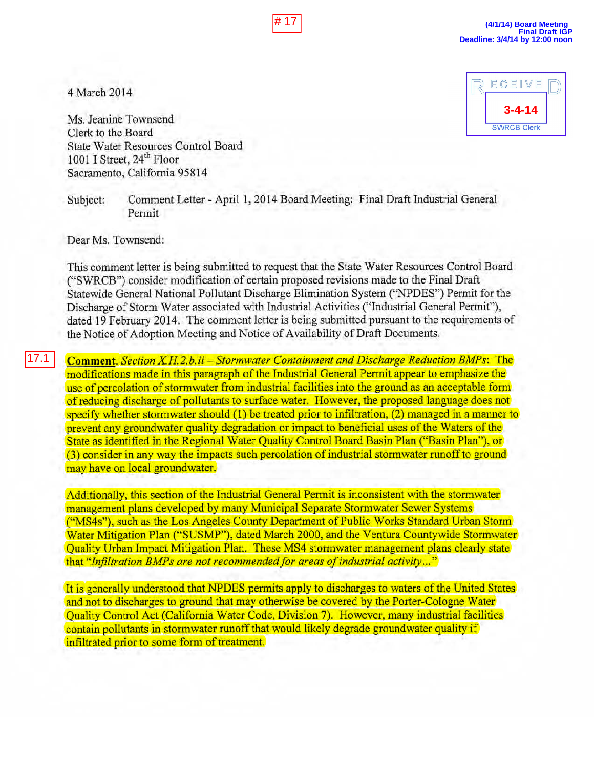# 17

(4/1/14) Board Meeting
Final Draft IGP
Deadline: 3/4/14 by 12:00 noon

RECEIVED
3-4-14
SWRCB Clerk

4 March 2014

Ms. Jeanine Townsend
Clerk to the Board
State Water Resources Control Board
1001 I Street, 24th Floor
Sacramento, California 95814

Subject: Comment Letter - April 1, 2014 Board Meeting: Final Draft Industrial General Permit

Dear Ms. Townsend:

This comment letter is being submitted to request that the State Water Resources Control Board ("SWRCB") consider modification of certain proposed revisions made to the Final Draft Statewide General National Pollutant Discharge Elimination System ("NPDES") Permit for the Discharge of Storm Water associated with Industrial Activities ("Industrial General Permit"), dated 19 February 2014. The comment letter is being submitted pursuant to the requirements of the Notice of Adoption Meeting and Notice of Availability of Draft Documents.

17.1

**Comment**. *Section X.H.2.b.ii – Stormwater Containment and Discharge Reduction BMPs*: The modifications made in this paragraph of the Industrial General Permit appear to emphasize the use of percolation of stormwater from industrial facilities into the ground as an acceptable form of reducing discharge of pollutants to surface water. However, the proposed language does not specify whether stormwater should (1) be treated prior to infiltration, (2) managed in a manner to prevent any groundwater quality degradation or impact to beneficial uses of the Waters of the State as identified in the Regional Water Quality Control Board Basin Plan ("Basin Plan"), or (3) consider in any way the impacts such percolation of industrial stormwater runoff to ground may have on local groundwater.

Additionally, this section of the Industrial General Permit is inconsistent with the stormwater management plans developed by many Municipal Separate Stormwater Sewer Systems ("MS4s"), such as the Los Angeles County Department of Public Works Standard Urban Storm Water Mitigation Plan ("SUSMP"), dated March 2000, and the Ventura Countywide Stormwater Quality Urban Impact Mitigation Plan. These MS4 stormwater management plans clearly state that "*Infiltration BMPs are not recommended for areas of industrial activity…*"

It is generally understood that NPDES permits apply to discharges to waters of the United States and not to discharges to ground that may otherwise be covered by the Porter-Cologne Water Quality Control Act (California Water Code, Division 7). However, many industrial facilities contain pollutants in stormwater runoff that would likely degrade groundwater quality if infiltrated prior to some form of treatment.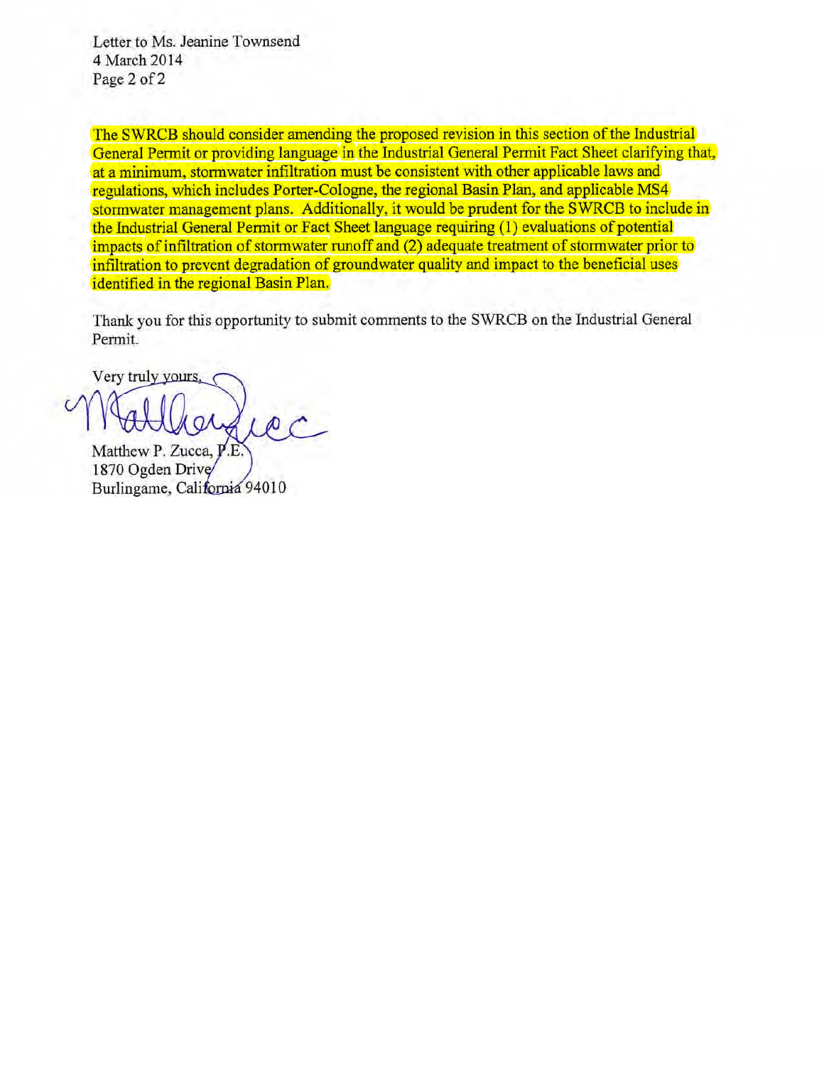Letter to Ms. Jeanine Townsend
4 March 2014

The SWRCB should consider amending the proposed revision in this section of the Industrial General Permit or providing language in the Industrial General Permit Fact Sheet clarifying that, at a minimum, stormwater infiltration must be consistent with other applicable laws and regulations, which includes Porter-Cologne, the regional Basin Plan, and applicable MS4 stormwater management plans. Additionally, it would be prudent for the SWRCB to include in the Industrial General Permit or Fact Sheet language requiring (1) evaluations of potential impacts of infiltration of stormwater runoff and (2) adequate treatment of stormwater prior to infiltration to prevent degradation of groundwater quality and impact to the beneficial uses identified in the regional Basin Plan.

Thank you for this opportunity to submit comments to the SWRCB on the Industrial General Permit.

Very truly yours,

Matthew P. Zucca, P.E.
1870 Ogden Drive
Burlingame, California 94010